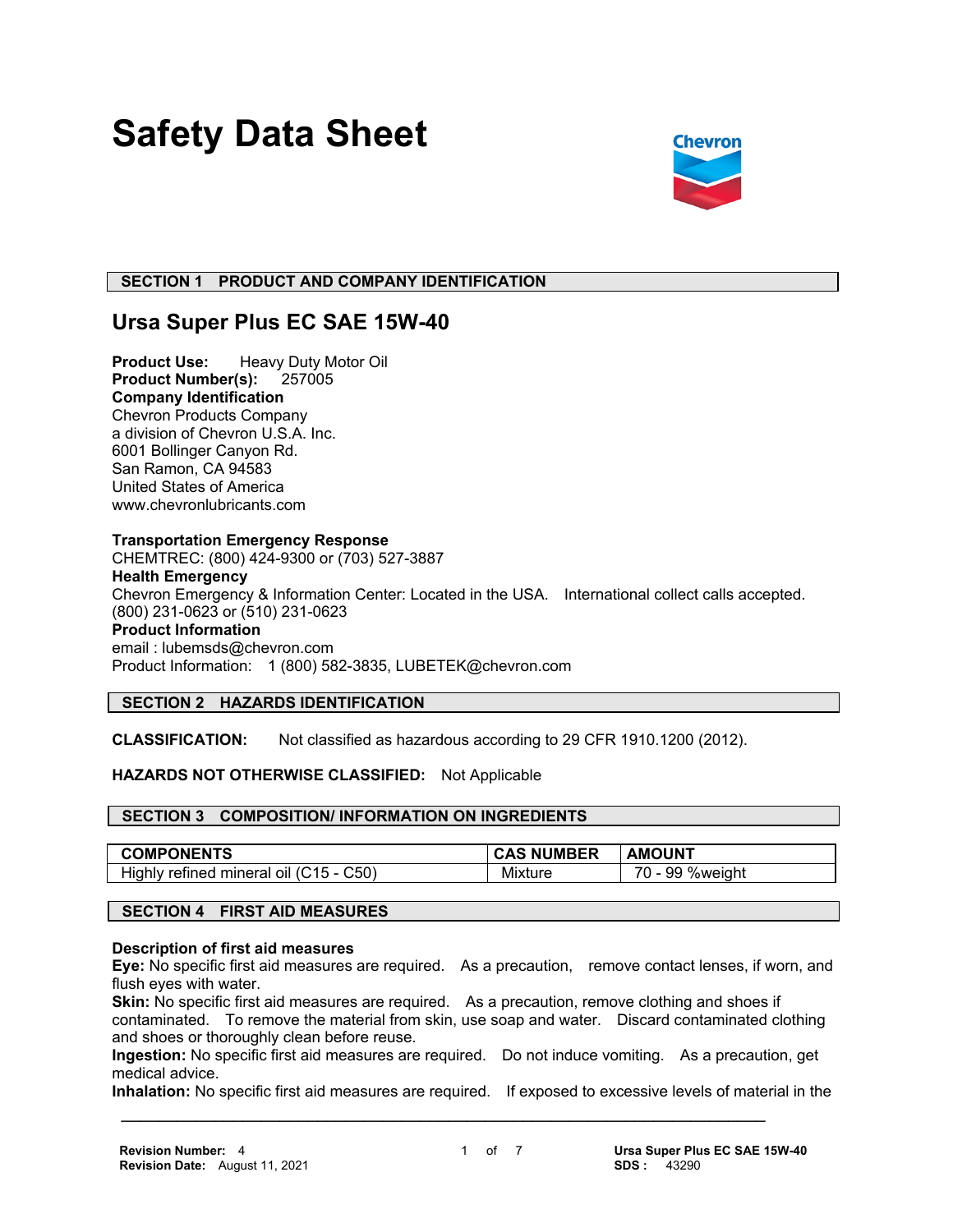# Safety Data Sheet

## SECTION 1 PRODUCT AND COMPANY IDENTIFICATION

## Ursa Super Plus EC SAE 15W-40

**Product Use:** Heavy Duty Motor Oil
**Product Number(s):** 257005
**Company Identification**
Chevron Products Company
a division of Chevron U.S.A. Inc.
6001 Bollinger Canyon Rd.
San Ramon, CA 94583
United States of America
www.chevronlubricants.com

**Transportation Emergency Response**
CHEMTREC: (800) 424-9300 or (703) 527-3887
**Health Emergency**
Chevron Emergency & Information Center: Located in the USA. International collect calls accepted. (800) 231-0623 or (510) 231-0623
**Product Information**
email : lubemsds@chevron.com
Product Information: 1 (800) 582-3835, LUBETEK@chevron.com

## SECTION 2 HAZARDS IDENTIFICATION

**CLASSIFICATION:** Not classified as hazardous according to 29 CFR 1910.1200 (2012).

**HAZARDS NOT OTHERWISE CLASSIFIED:** Not Applicable

## SECTION 3 COMPOSITION/ INFORMATION ON INGREDIENTS

| COMPONENTS | CAS NUMBER | AMOUNT |
|---|---|---|
| Highly refined mineral oil (C15 - C50) | Mixture | 70 - 99 %weight |

## SECTION 4 FIRST AID MEASURES

**Description of first aid measures**
**Eye:** No specific first aid measures are required. As a precaution, remove contact lenses, if worn, and flush eyes with water.
**Skin:** No specific first aid measures are required. As a precaution, remove clothing and shoes if contaminated. To remove the material from skin, use soap and water. Discard contaminated clothing and shoes or thoroughly clean before reuse.
**Ingestion:** No specific first aid measures are required. Do not induce vomiting. As a precaution, get medical advice.
**Inhalation:** No specific first aid measures are required. If exposed to excessive levels of material in the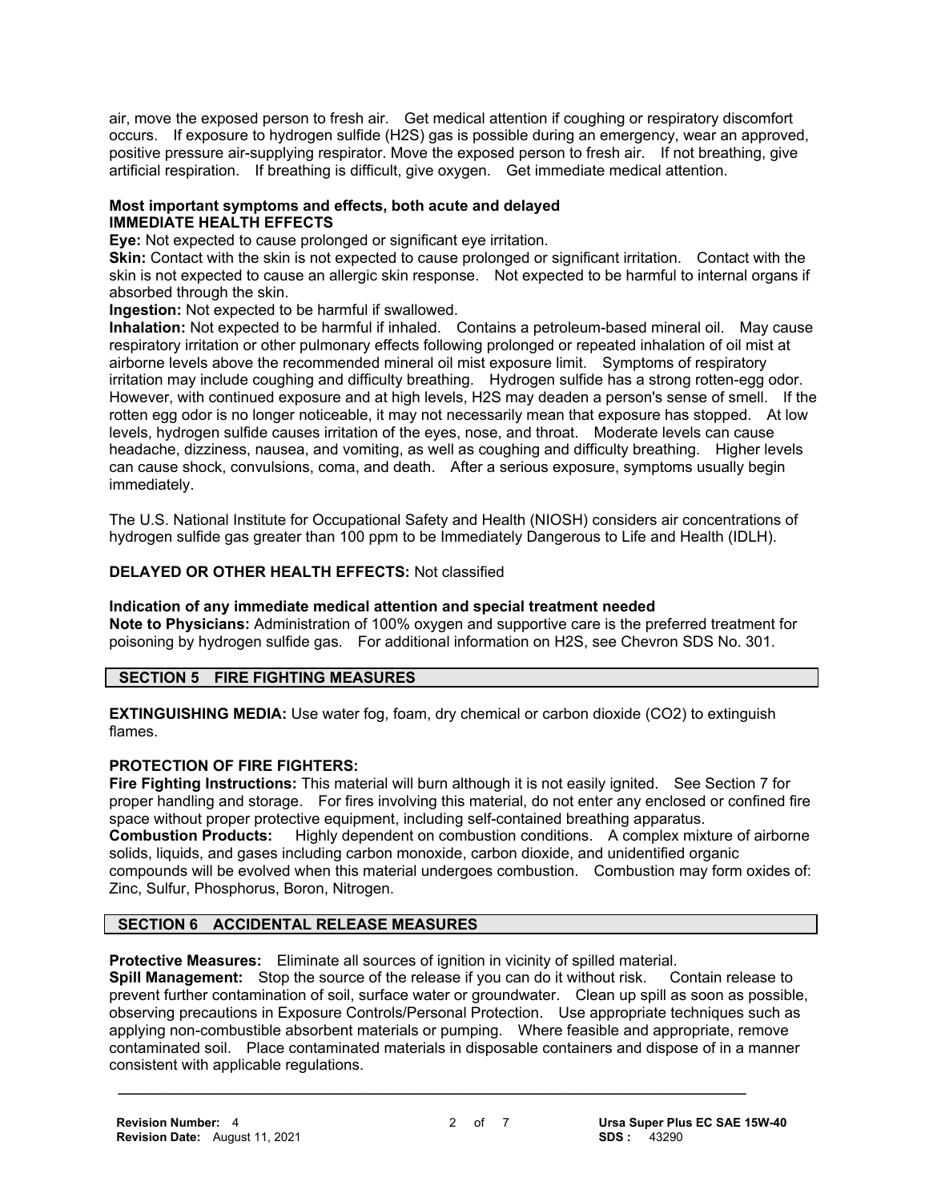air, move the exposed person to fresh air. Get medical attention if coughing or respiratory discomfort occurs. If exposure to hydrogen sulfide (H2S) gas is possible during an emergency, wear an approved, positive pressure air-supplying respirator. Move the exposed person to fresh air. If not breathing, give artificial respiration. If breathing is difficult, give oxygen. Get immediate medical attention.

**Most important symptoms and effects, both acute and delayed**
**IMMEDIATE HEALTH EFFECTS**

**Eye:** Not expected to cause prolonged or significant eye irritation.

**Skin:** Contact with the skin is not expected to cause prolonged or significant irritation. Contact with the skin is not expected to cause an allergic skin response. Not expected to be harmful to internal organs if absorbed through the skin.

**Ingestion:** Not expected to be harmful if swallowed.

**Inhalation:** Not expected to be harmful if inhaled. Contains a petroleum-based mineral oil. May cause respiratory irritation or other pulmonary effects following prolonged or repeated inhalation of oil mist at airborne levels above the recommended mineral oil mist exposure limit. Symptoms of respiratory irritation may include coughing and difficulty breathing. Hydrogen sulfide has a strong rotten-egg odor. However, with continued exposure and at high levels, H2S may deaden a person's sense of smell. If the rotten egg odor is no longer noticeable, it may not necessarily mean that exposure has stopped. At low levels, hydrogen sulfide causes irritation of the eyes, nose, and throat. Moderate levels can cause headache, dizziness, nausea, and vomiting, as well as coughing and difficulty breathing. Higher levels can cause shock, convulsions, coma, and death. After a serious exposure, symptoms usually begin immediately.

The U.S. National Institute for Occupational Safety and Health (NIOSH) considers air concentrations of hydrogen sulfide gas greater than 100 ppm to be Immediately Dangerous to Life and Health (IDLH).

**DELAYED OR OTHER HEALTH EFFECTS:** Not classified

**Indication of any immediate medical attention and special treatment needed**

**Note to Physicians:** Administration of 100% oxygen and supportive care is the preferred treatment for poisoning by hydrogen sulfide gas. For additional information on H2S, see Chevron SDS No. 301.

## SECTION 5 FIRE FIGHTING MEASURES

**EXTINGUISHING MEDIA:** Use water fog, foam, dry chemical or carbon dioxide (CO2) to extinguish flames.

**PROTECTION OF FIRE FIGHTERS:**

**Fire Fighting Instructions:** This material will burn although it is not easily ignited. See Section 7 for proper handling and storage. For fires involving this material, do not enter any enclosed or confined fire space without proper protective equipment, including self-contained breathing apparatus.

**Combustion Products:** Highly dependent on combustion conditions. A complex mixture of airborne solids, liquids, and gases including carbon monoxide, carbon dioxide, and unidentified organic compounds will be evolved when this material undergoes combustion. Combustion may form oxides of: Zinc, Sulfur, Phosphorus, Boron, Nitrogen.

## SECTION 6 ACCIDENTAL RELEASE MEASURES

**Protective Measures:** Eliminate all sources of ignition in vicinity of spilled material.

**Spill Management:** Stop the source of the release if you can do it without risk. Contain release to prevent further contamination of soil, surface water or groundwater. Clean up spill as soon as possible, observing precautions in Exposure Controls/Personal Protection. Use appropriate techniques such as applying non-combustible absorbent materials or pumping. Where feasible and appropriate, remove contaminated soil. Place contaminated materials in disposable containers and dispose of in a manner consistent with applicable regulations.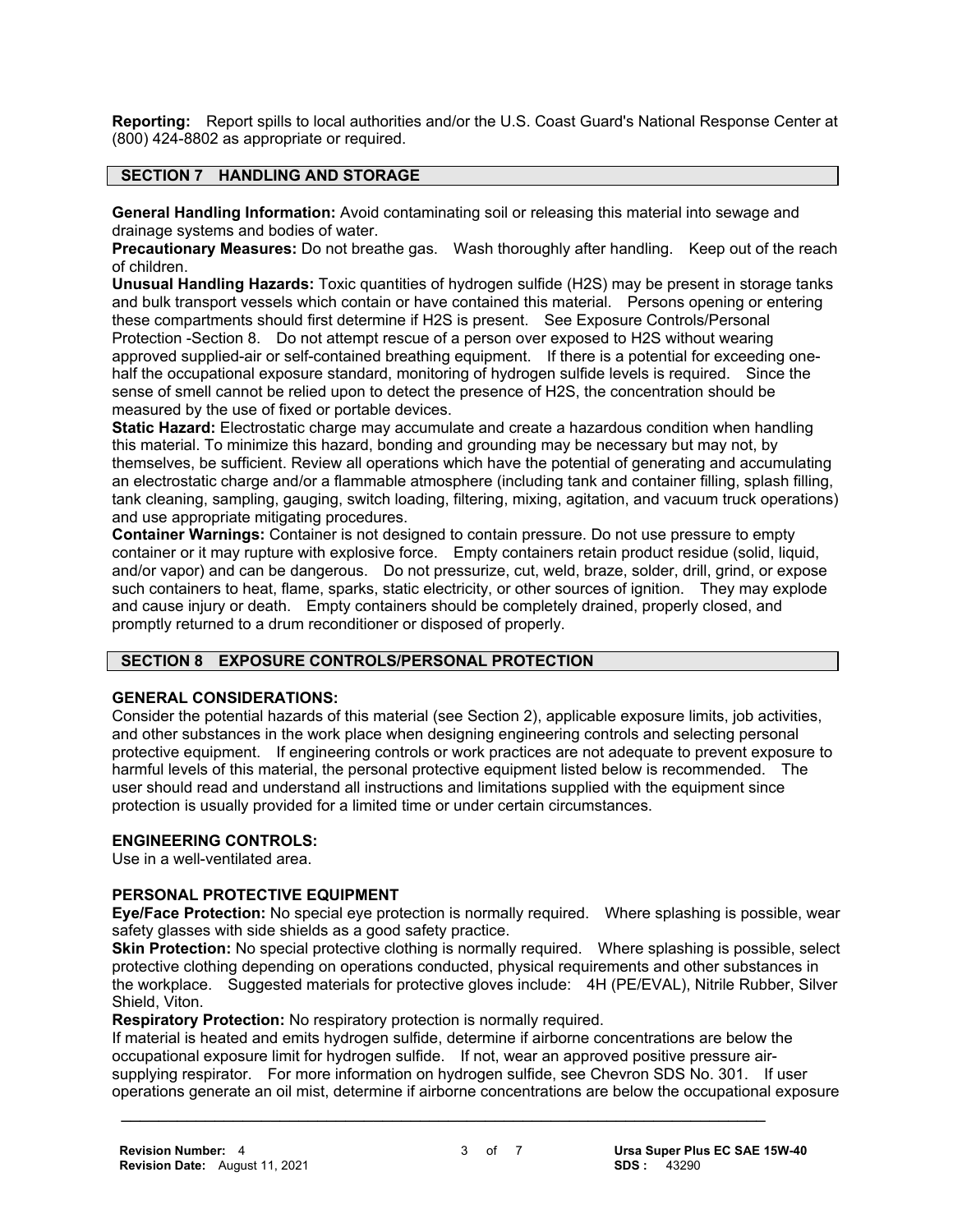**Reporting:** Report spills to local authorities and/or the U.S. Coast Guard's National Response Center at (800) 424-8802 as appropriate or required.

## SECTION 7 HANDLING AND STORAGE

**General Handling Information:** Avoid contaminating soil or releasing this material into sewage and drainage systems and bodies of water.

**Precautionary Measures:** Do not breathe gas. Wash thoroughly after handling. Keep out of the reach of children.

**Unusual Handling Hazards:** Toxic quantities of hydrogen sulfide (H2S) may be present in storage tanks and bulk transport vessels which contain or have contained this material. Persons opening or entering these compartments should first determine if H2S is present. See Exposure Controls/Personal Protection -Section 8. Do not attempt rescue of a person over exposed to H2S without wearing approved supplied-air or self-contained breathing equipment. If there is a potential for exceeding one-half the occupational exposure standard, monitoring of hydrogen sulfide levels is required. Since the sense of smell cannot be relied upon to detect the presence of H2S, the concentration should be measured by the use of fixed or portable devices.

**Static Hazard:** Electrostatic charge may accumulate and create a hazardous condition when handling this material. To minimize this hazard, bonding and grounding may be necessary but may not, by themselves, be sufficient. Review all operations which have the potential of generating and accumulating an electrostatic charge and/or a flammable atmosphere (including tank and container filling, splash filling, tank cleaning, sampling, gauging, switch loading, filtering, mixing, agitation, and vacuum truck operations) and use appropriate mitigating procedures.

**Container Warnings:** Container is not designed to contain pressure. Do not use pressure to empty container or it may rupture with explosive force. Empty containers retain product residue (solid, liquid, and/or vapor) and can be dangerous. Do not pressurize, cut, weld, braze, solder, drill, grind, or expose such containers to heat, flame, sparks, static electricity, or other sources of ignition. They may explode and cause injury or death. Empty containers should be completely drained, properly closed, and promptly returned to a drum reconditioner or disposed of properly.

## SECTION 8 EXPOSURE CONTROLS/PERSONAL PROTECTION

### GENERAL CONSIDERATIONS:

Consider the potential hazards of this material (see Section 2), applicable exposure limits, job activities, and other substances in the work place when designing engineering controls and selecting personal protective equipment. If engineering controls or work practices are not adequate to prevent exposure to harmful levels of this material, the personal protective equipment listed below is recommended. The user should read and understand all instructions and limitations supplied with the equipment since protection is usually provided for a limited time or under certain circumstances.

### ENGINEERING CONTROLS:

Use in a well-ventilated area.

### PERSONAL PROTECTIVE EQUIPMENT

**Eye/Face Protection:** No special eye protection is normally required. Where splashing is possible, wear safety glasses with side shields as a good safety practice.

**Skin Protection:** No special protective clothing is normally required. Where splashing is possible, select protective clothing depending on operations conducted, physical requirements and other substances in the workplace. Suggested materials for protective gloves include: 4H (PE/EVAL), Nitrile Rubber, Silver Shield, Viton.

**Respiratory Protection:** No respiratory protection is normally required.

If material is heated and emits hydrogen sulfide, determine if airborne concentrations are below the occupational exposure limit for hydrogen sulfide. If not, wear an approved positive pressure air-supplying respirator. For more information on hydrogen sulfide, see Chevron SDS No. 301. If user operations generate an oil mist, determine if airborne concentrations are below the occupational exposure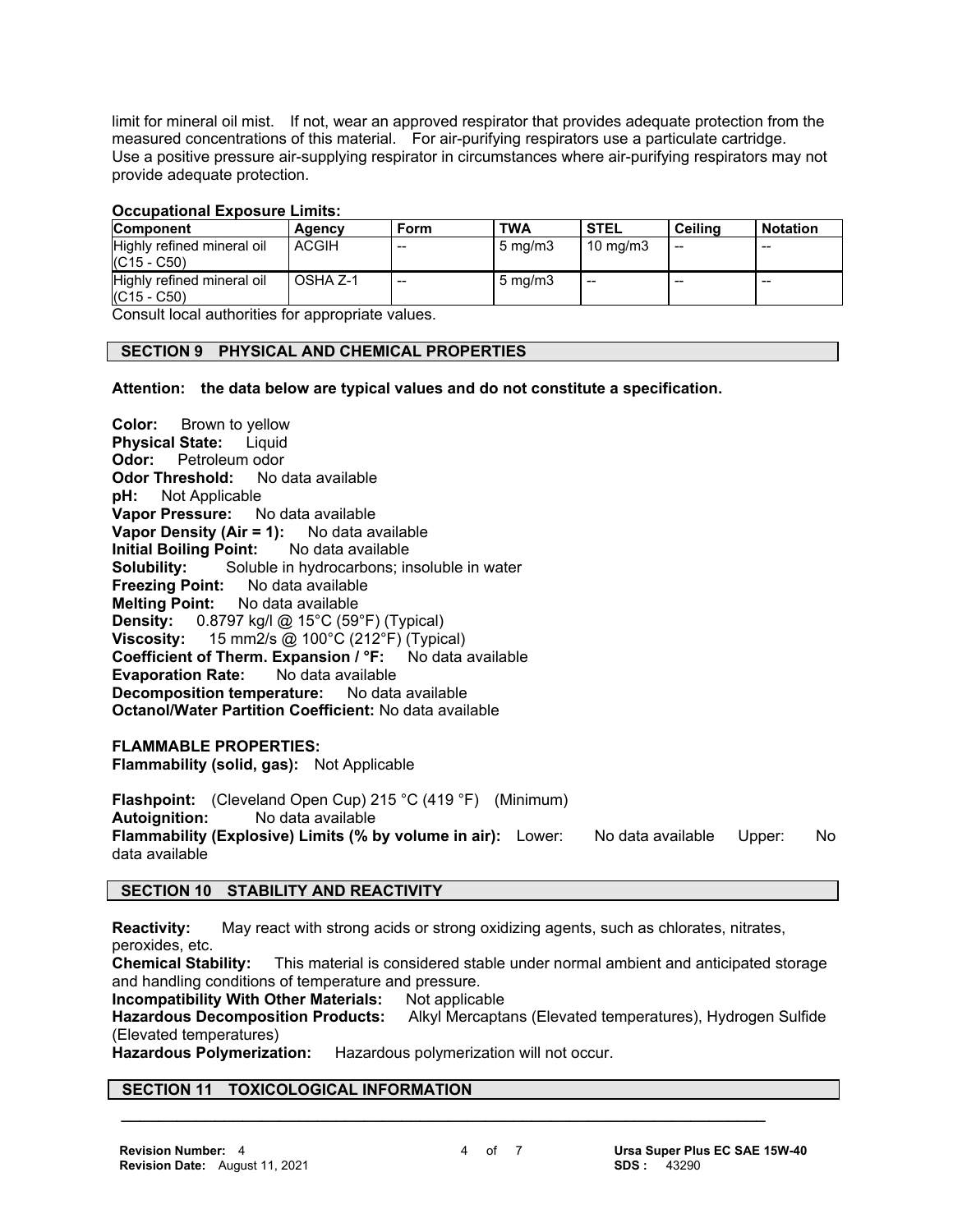limit for mineral oil mist. If not, wear an approved respirator that provides adequate protection from the measured concentrations of this material. For air-purifying respirators use a particulate cartridge. Use a positive pressure air-supplying respirator in circumstances where air-purifying respirators may not provide adequate protection.

**Occupational Exposure Limits:**

| Component | Agency | Form | TWA | STEL | Ceiling | Notation |
|---|---|---|---|---|---|---|
| Highly refined mineral oil (C15 - C50) | ACGIH | -- | 5 mg/m3 | 10 mg/m3 | -- | -- |
| Highly refined mineral oil (C15 - C50) | OSHA Z-1 | -- | 5 mg/m3 | -- | -- | -- |

Consult local authorities for appropriate values.

## SECTION 9 PHYSICAL AND CHEMICAL PROPERTIES

**Attention: the data below are typical values and do not constitute a specification.**

**Color:** Brown to yellow
**Physical State:** Liquid
**Odor:** Petroleum odor
**Odor Threshold:** No data available
**pH:** Not Applicable
**Vapor Pressure:** No data available
**Vapor Density (Air = 1):** No data available
**Initial Boiling Point:** No data available
**Solubility:** Soluble in hydrocarbons; insoluble in water
**Freezing Point:** No data available
**Melting Point:** No data available
**Density:** 0.8797 kg/l @ 15°C (59°F) (Typical)
**Viscosity:** 15 mm2/s @ 100°C (212°F) (Typical)
**Coefficient of Therm. Expansion / °F:** No data available
**Evaporation Rate:** No data available
**Decomposition temperature:** No data available
**Octanol/Water Partition Coefficient:** No data available

**FLAMMABLE PROPERTIES:**
**Flammability (solid, gas):** Not Applicable

**Flashpoint:** (Cleveland Open Cup) 215 °C (419 °F) (Minimum)
**Autoignition:** No data available
**Flammability (Explosive) Limits (% by volume in air):** Lower: No data available Upper: No data available

## SECTION 10 STABILITY AND REACTIVITY

**Reactivity:** May react with strong acids or strong oxidizing agents, such as chlorates, nitrates, peroxides, etc.
**Chemical Stability:** This material is considered stable under normal ambient and anticipated storage and handling conditions of temperature and pressure.
**Incompatibility With Other Materials:** Not applicable
**Hazardous Decomposition Products:** Alkyl Mercaptans (Elevated temperatures), Hydrogen Sulfide (Elevated temperatures)
**Hazardous Polymerization:** Hazardous polymerization will not occur.

## SECTION 11 TOXICOLOGICAL INFORMATION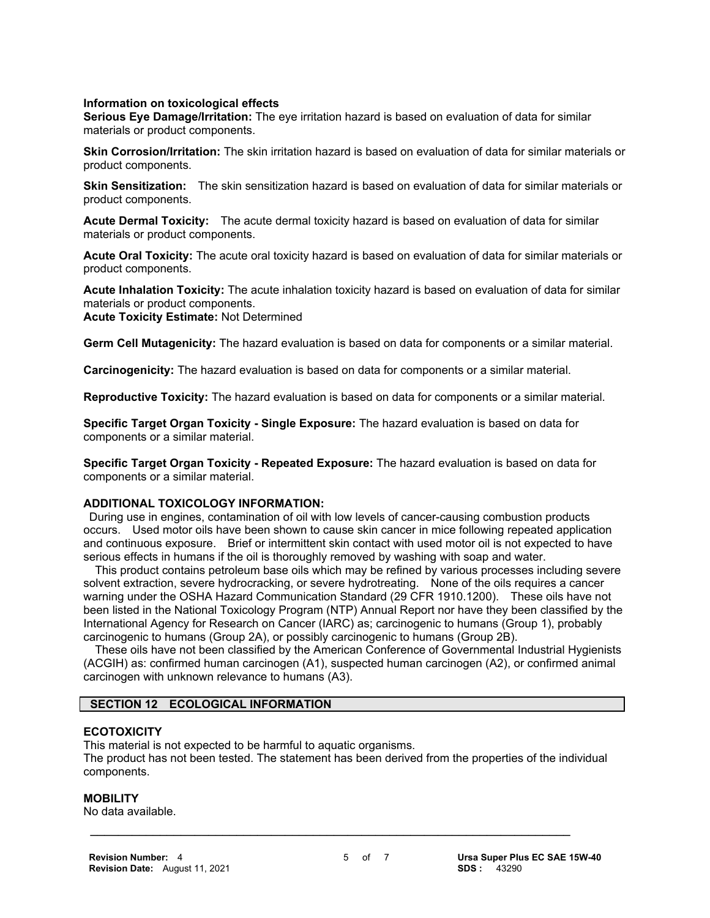### Information on toxicological effects

**Serious Eye Damage/Irritation:** The eye irritation hazard is based on evaluation of data for similar materials or product components.

**Skin Corrosion/Irritation:** The skin irritation hazard is based on evaluation of data for similar materials or product components.

**Skin Sensitization:** The skin sensitization hazard is based on evaluation of data for similar materials or product components.

**Acute Dermal Toxicity:** The acute dermal toxicity hazard is based on evaluation of data for similar materials or product components.

**Acute Oral Toxicity:** The acute oral toxicity hazard is based on evaluation of data for similar materials or product components.

**Acute Inhalation Toxicity:** The acute inhalation toxicity hazard is based on evaluation of data for similar materials or product components.
**Acute Toxicity Estimate:** Not Determined

**Germ Cell Mutagenicity:** The hazard evaluation is based on data for components or a similar material.

**Carcinogenicity:** The hazard evaluation is based on data for components or a similar material.

**Reproductive Toxicity:** The hazard evaluation is based on data for components or a similar material.

**Specific Target Organ Toxicity - Single Exposure:** The hazard evaluation is based on data for components or a similar material.

**Specific Target Organ Toxicity - Repeated Exposure:** The hazard evaluation is based on data for components or a similar material.

### ADDITIONAL TOXICOLOGY INFORMATION:

During use in engines, contamination of oil with low levels of cancer-causing combustion products occurs. Used motor oils have been shown to cause skin cancer in mice following repeated application and continuous exposure. Brief or intermittent skin contact with used motor oil is not expected to have serious effects in humans if the oil is thoroughly removed by washing with soap and water.

This product contains petroleum base oils which may be refined by various processes including severe solvent extraction, severe hydrocracking, or severe hydrotreating. None of the oils requires a cancer warning under the OSHA Hazard Communication Standard (29 CFR 1910.1200). These oils have not been listed in the National Toxicology Program (NTP) Annual Report nor have they been classified by the International Agency for Research on Cancer (IARC) as; carcinogenic to humans (Group 1), probably carcinogenic to humans (Group 2A), or possibly carcinogenic to humans (Group 2B).

These oils have not been classified by the American Conference of Governmental Industrial Hygienists (ACGIH) as: confirmed human carcinogen (A1), suspected human carcinogen (A2), or confirmed animal carcinogen with unknown relevance to humans (A3).

## SECTION 12 ECOLOGICAL INFORMATION

### ECOTOXICITY

This material is not expected to be harmful to aquatic organisms.
The product has not been tested. The statement has been derived from the properties of the individual components.

### MOBILITY

No data available.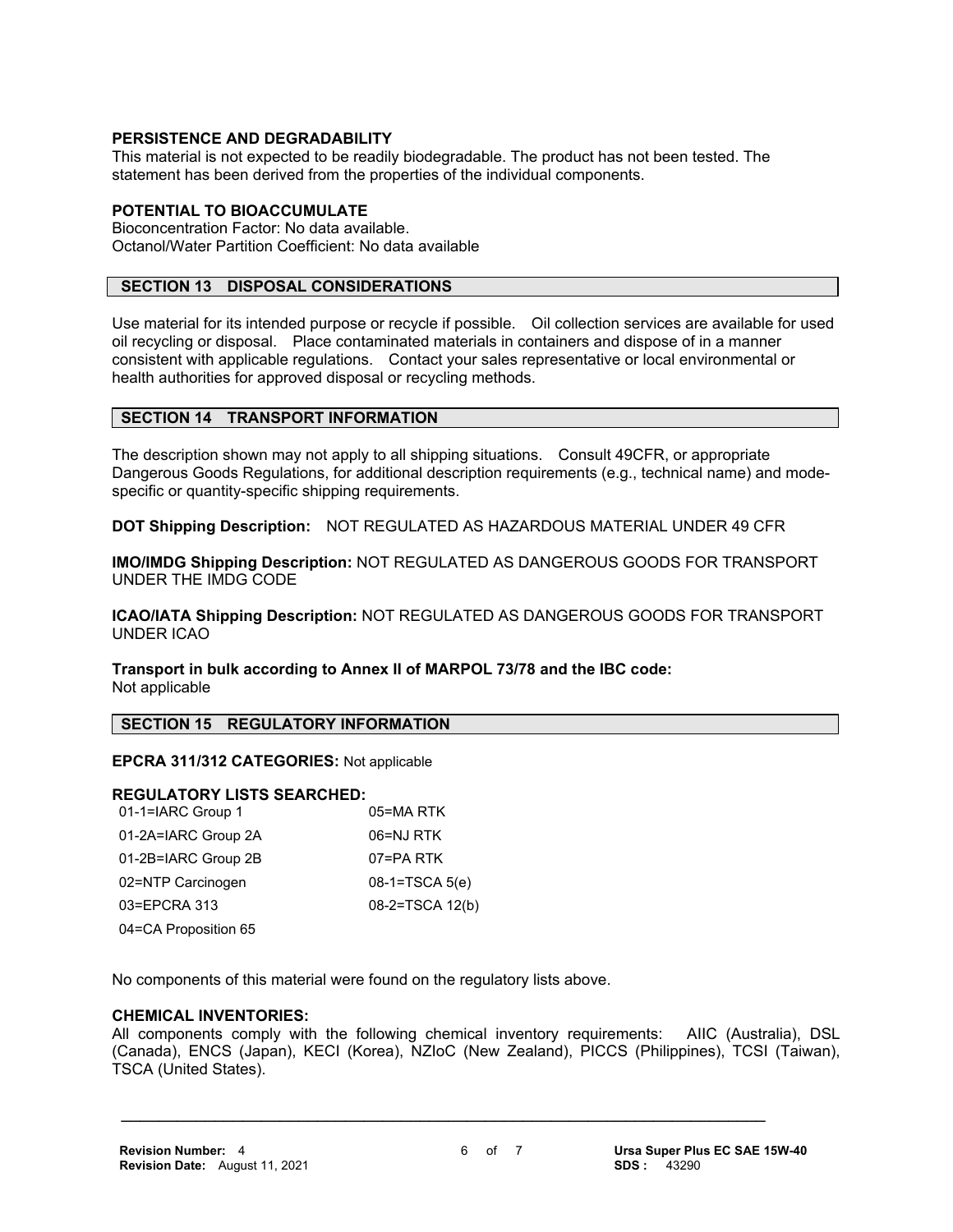### PERSISTENCE AND DEGRADABILITY

This material is not expected to be readily biodegradable. The product has not been tested. The statement has been derived from the properties of the individual components.

### POTENTIAL TO BIOACCUMULATE

Bioconcentration Factor: No data available.
Octanol/Water Partition Coefficient: No data available

## SECTION 13 DISPOSAL CONSIDERATIONS

Use material for its intended purpose or recycle if possible. Oil collection services are available for used oil recycling or disposal. Place contaminated materials in containers and dispose of in a manner consistent with applicable regulations. Contact your sales representative or local environmental or health authorities for approved disposal or recycling methods.

## SECTION 14 TRANSPORT INFORMATION

The description shown may not apply to all shipping situations. Consult 49CFR, or appropriate Dangerous Goods Regulations, for additional description requirements (e.g., technical name) and mode-specific or quantity-specific shipping requirements.

**DOT Shipping Description:** NOT REGULATED AS HAZARDOUS MATERIAL UNDER 49 CFR

**IMO/IMDG Shipping Description:** NOT REGULATED AS DANGEROUS GOODS FOR TRANSPORT UNDER THE IMDG CODE

**ICAO/IATA Shipping Description:** NOT REGULATED AS DANGEROUS GOODS FOR TRANSPORT UNDER ICAO

**Transport in bulk according to Annex II of MARPOL 73/78 and the IBC code:**
Not applicable

## SECTION 15 REGULATORY INFORMATION

**EPCRA 311/312 CATEGORIES:** Not applicable

**REGULATORY LISTS SEARCHED:**

| | |
|---|---|
| 01-1=IARC Group 1 | 05=MA RTK |
| 01-2A=IARC Group 2A | 06=NJ RTK |
| 01-2B=IARC Group 2B | 07=PA RTK |
| 02=NTP Carcinogen | 08-1=TSCA 5(e) |
| 03=EPCRA 313 | 08-2=TSCA 12(b) |
| 04=CA Proposition 65 | |

No components of this material were found on the regulatory lists above.

**CHEMICAL INVENTORIES:**
All components comply with the following chemical inventory requirements: AIIC (Australia), DSL (Canada), ENCS (Japan), KECI (Korea), NZIoC (New Zealand), PICCS (Philippines), TCSI (Taiwan), TSCA (United States).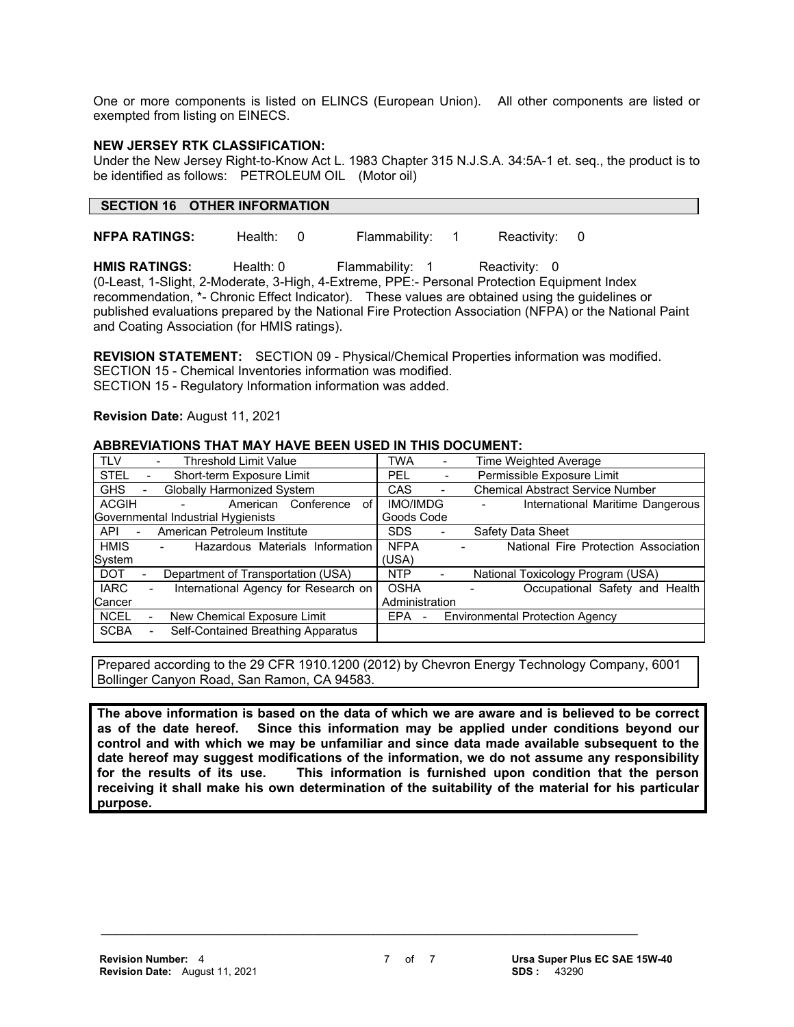One or more components is listed on ELINCS (European Union). All other components are listed or exempted from listing on EINECS.

**NEW JERSEY RTK CLASSIFICATION:**

Under the New Jersey Right-to-Know Act L. 1983 Chapter 315 N.J.S.A. 34:5A-1 et. seq., the product is to be identified as follows: PETROLEUM OIL (Motor oil)

## SECTION 16 OTHER INFORMATION

**NFPA RATINGS:** Health: 0 Flammability: 1 Reactivity: 0

**HMIS RATINGS:** Health: 0 Flammability: 1 Reactivity: 0

(0-Least, 1-Slight, 2-Moderate, 3-High, 4-Extreme, PPE:- Personal Protection Equipment Index recommendation, *- Chronic Effect Indicator). These values are obtained using the guidelines or published evaluations prepared by the National Fire Protection Association (NFPA) or the National Paint and Coating Association (for HMIS ratings).

**REVISION STATEMENT:** SECTION 09 - Physical/Chemical Properties information was modified.
SECTION 15 - Chemical Inventories information was modified.
SECTION 15 - Regulatory Information information was added.

**Revision Date:** August 11, 2021

**ABBREVIATIONS THAT MAY HAVE BEEN USED IN THIS DOCUMENT:**

| | |
|---|---|
| TLV - Threshold Limit Value | TWA - Time Weighted Average |
| STEL - Short-term Exposure Limit | PEL - Permissible Exposure Limit |
| GHS - Globally Harmonized System | CAS - Chemical Abstract Service Number |
| ACGIH - American Conference of Governmental Industrial Hygienists | IMO/IMDG - International Maritime Dangerous Goods Code |
| API - American Petroleum Institute | SDS - Safety Data Sheet |
| HMIS - Hazardous Materials Information System | NFPA - National Fire Protection Association (USA) |
| DOT - Department of Transportation (USA) | NTP - National Toxicology Program (USA) |
| IARC - International Agency for Research on Cancer | OSHA - Occupational Safety and Health Administration |
| NCEL - New Chemical Exposure Limit | EPA - Environmental Protection Agency |
| SCBA - Self-Contained Breathing Apparatus | |

Prepared according to the 29 CFR 1910.1200 (2012) by Chevron Energy Technology Company, 6001 Bollinger Canyon Road, San Ramon, CA 94583.

**The above information is based on the data of which we are aware and is believed to be correct as of the date hereof. Since this information may be applied under conditions beyond our control and with which we may be unfamiliar and since data made available subsequent to the date hereof may suggest modifications of the information, we do not assume any responsibility for the results of its use. This information is furnished upon condition that the person receiving it shall make his own determination of the suitability of the material for his particular purpose.**